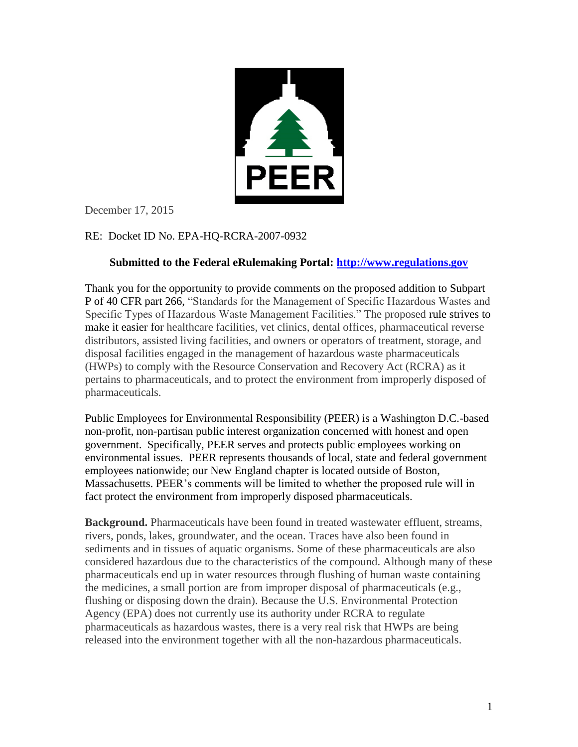PEER

December 17, 2015

RE: Docket ID No. EPA-HQ-RCRA-2007-0932

**Submitted to the Federal eRulemaking Portal: [http://www.regulations.gov](http://www.regulations.gov)**

Thank you for the opportunity to provide comments on the proposed addition to Subpart P of 40 CFR part 266, "Standards for the Management of Specific Hazardous Wastes and Specific Types of Hazardous Waste Management Facilities." The proposed rule strives to make it easier for healthcare facilities, vet clinics, dental offices, pharmaceutical reverse distributors, assisted living facilities, and owners or operators of treatment, storage, and disposal facilities engaged in the management of hazardous waste pharmaceuticals (HWPs) to comply with the Resource Conservation and Recovery Act (RCRA) as it pertains to pharmaceuticals, and to protect the environment from improperly disposed of pharmaceuticals.

Public Employees for Environmental Responsibility (PEER) is a Washington D.C.-based non-profit, non-partisan public interest organization concerned with honest and open government. Specifically, PEER serves and protects public employees working on environmental issues. PEER represents thousands of local, state and federal government employees nationwide; our New England chapter is located outside of Boston, Massachusetts. PEER's comments will be limited to whether the proposed rule will in fact protect the environment from improperly disposed pharmaceuticals.

**Background.** Pharmaceuticals have been found in treated wastewater effluent, streams, rivers, ponds, lakes, groundwater, and the ocean. Traces have also been found in sediments and in tissues of aquatic organisms. Some of these pharmaceuticals are also considered hazardous due to the characteristics of the compound. Although many of these pharmaceuticals end up in water resources through flushing of human waste containing the medicines, a small portion are from improper disposal of pharmaceuticals (e.g., flushing or disposing down the drain). Because the U.S. Environmental Protection Agency (EPA) does not currently use its authority under RCRA to regulate pharmaceuticals as hazardous wastes, there is a very real risk that HWPs are being released into the environment together with all the non-hazardous pharmaceuticals.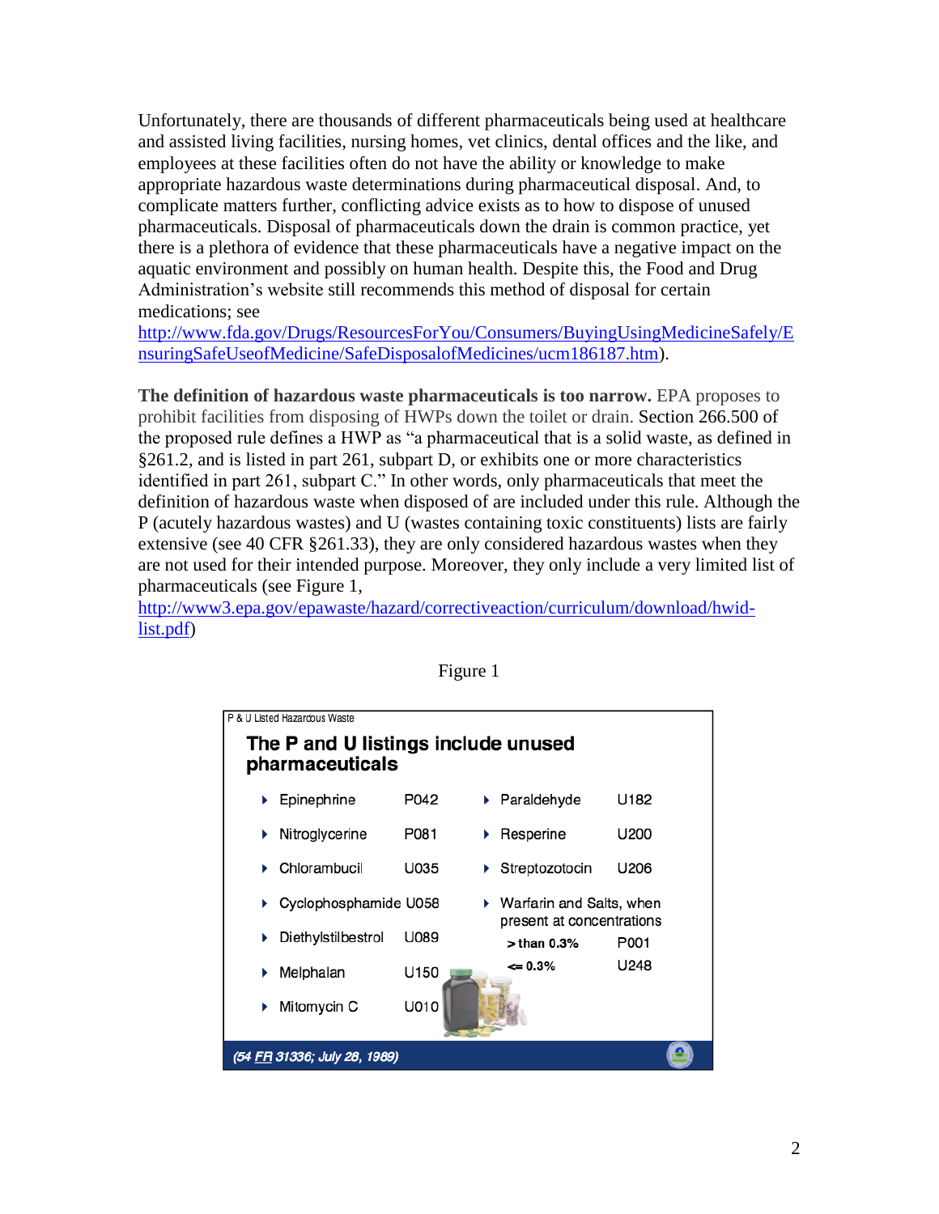Unfortunately, there are thousands of different pharmaceuticals being used at healthcare and assisted living facilities, nursing homes, vet clinics, dental offices and the like, and employees at these facilities often do not have the ability or knowledge to make appropriate hazardous waste determinations during pharmaceutical disposal. And, to complicate matters further, conflicting advice exists as to how to dispose of unused pharmaceuticals. Disposal of pharmaceuticals down the drain is common practice, yet there is a plethora of evidence that these pharmaceuticals have a negative impact on the aquatic environment and possibly on human health. Despite this, the Food and Drug Administration's website still recommends this method of disposal for certain medications; see http://www.fda.gov/Drugs/ResourcesForYou/Consumers/BuyingUsingMedicineSafely/EnsuringSafeUseofMedicine/SafeDisposalofMedicines/ucm186187.htm).

**The definition of hazardous waste pharmaceuticals is too narrow.** EPA proposes to prohibit facilities from disposing of HWPs down the toilet or drain. Section 266.500 of the proposed rule defines a HWP as "a pharmaceutical that is a solid waste, as defined in §261.2, and is listed in part 261, subpart D, or exhibits one or more characteristics identified in part 261, subpart C." In other words, only pharmaceuticals that meet the definition of hazardous waste when disposed of are included under this rule. Although the P (acutely hazardous wastes) and U (wastes containing toxic constituents) lists are fairly extensive (see 40 CFR §261.33), they are only considered hazardous wastes when they are not used for their intended purpose. Moreover, they only include a very limited list of pharmaceuticals (see Figure 1, http://www3.epa.gov/epawaste/hazard/correctiveaction/curriculum/download/hwid-list.pdf)

Figure 1

P & U Listed Hazardous Waste

**The P and U listings include unused pharmaceuticals**

| Pharmaceutical | Code | Pharmaceutical | Code |
|---|---|---|---|
| Epinephrine | P042 | Paraldehyde | U182 |
| Nitroglycerine | P081 | Resperine | U200 |
| Chlorambucil | U035 | Streptozotocin | U206 |
| Cyclophosphamide | U058 | Warfarin and Salts, when present at concentrations | |
| Diethylstilbestrol | U089 | > than 0.3% | P001 |
| Melphalan | U150 | <= 0.3% | U248 |
| Mitomycin C | U010 | | |

*(54 FR 31336; July 28, 1989)*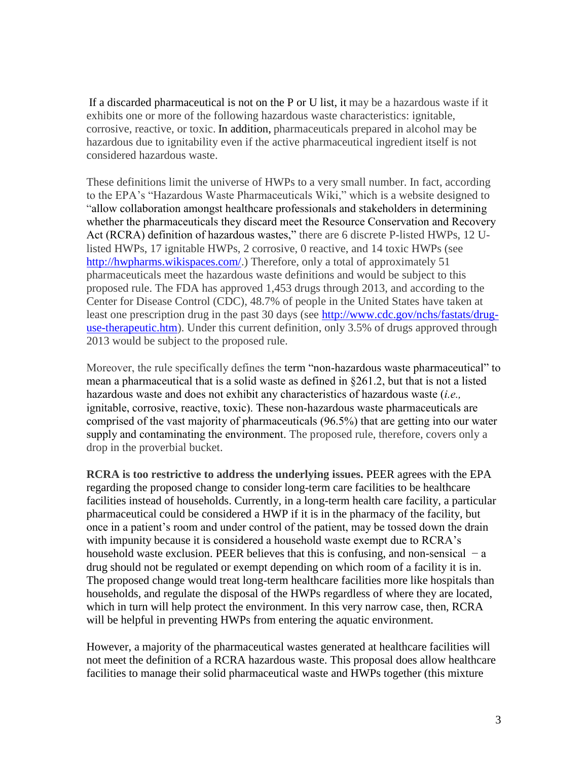If a discarded pharmaceutical is not on the P or U list, it may be a hazardous waste if it exhibits one or more of the following hazardous waste characteristics: ignitable, corrosive, reactive, or toxic. In addition, pharmaceuticals prepared in alcohol may be hazardous due to ignitability even if the active pharmaceutical ingredient itself is not considered hazardous waste.

These definitions limit the universe of HWPs to a very small number. In fact, according to the EPA's "Hazardous Waste Pharmaceuticals Wiki," which is a website designed to "allow collaboration amongst healthcare professionals and stakeholders in determining whether the pharmaceuticals they discard meet the Resource Conservation and Recovery Act (RCRA) definition of hazardous wastes," there are 6 discrete P-listed HWPs, 12 U-listed HWPs, 17 ignitable HWPs, 2 corrosive, 0 reactive, and 14 toxic HWPs (see http://hwpharms.wikispaces.com/.) Therefore, only a total of approximately 51 pharmaceuticals meet the hazardous waste definitions and would be subject to this proposed rule. The FDA has approved 1,453 drugs through 2013, and according to the Center for Disease Control (CDC), 48.7% of people in the United States have taken at least one prescription drug in the past 30 days (see http://www.cdc.gov/nchs/fastats/drug-use-therapeutic.htm). Under this current definition, only 3.5% of drugs approved through 2013 would be subject to the proposed rule.

Moreover, the rule specifically defines the term "non-hazardous waste pharmaceutical" to mean a pharmaceutical that is a solid waste as defined in §261.2, but that is not a listed hazardous waste and does not exhibit any characteristics of hazardous waste (*i.e.,* ignitable, corrosive, reactive, toxic). These non-hazardous waste pharmaceuticals are comprised of the vast majority of pharmaceuticals (96.5%) that are getting into our water supply and contaminating the environment. The proposed rule, therefore, covers only a drop in the proverbial bucket.

**RCRA is too restrictive to address the underlying issues.** PEER agrees with the EPA regarding the proposed change to consider long-term care facilities to be healthcare facilities instead of households. Currently, in a long-term health care facility, a particular pharmaceutical could be considered a HWP if it is in the pharmacy of the facility, but once in a patient's room and under control of the patient, may be tossed down the drain with impunity because it is considered a household waste exempt due to RCRA's household waste exclusion. PEER believes that this is confusing, and non-sensical − a drug should not be regulated or exempt depending on which room of a facility it is in. The proposed change would treat long-term healthcare facilities more like hospitals than households, and regulate the disposal of the HWPs regardless of where they are located, which in turn will help protect the environment. In this very narrow case, then, RCRA will be helpful in preventing HWPs from entering the aquatic environment.

However, a majority of the pharmaceutical wastes generated at healthcare facilities will not meet the definition of a RCRA hazardous waste. This proposal does allow healthcare facilities to manage their solid pharmaceutical waste and HWPs together (this mixture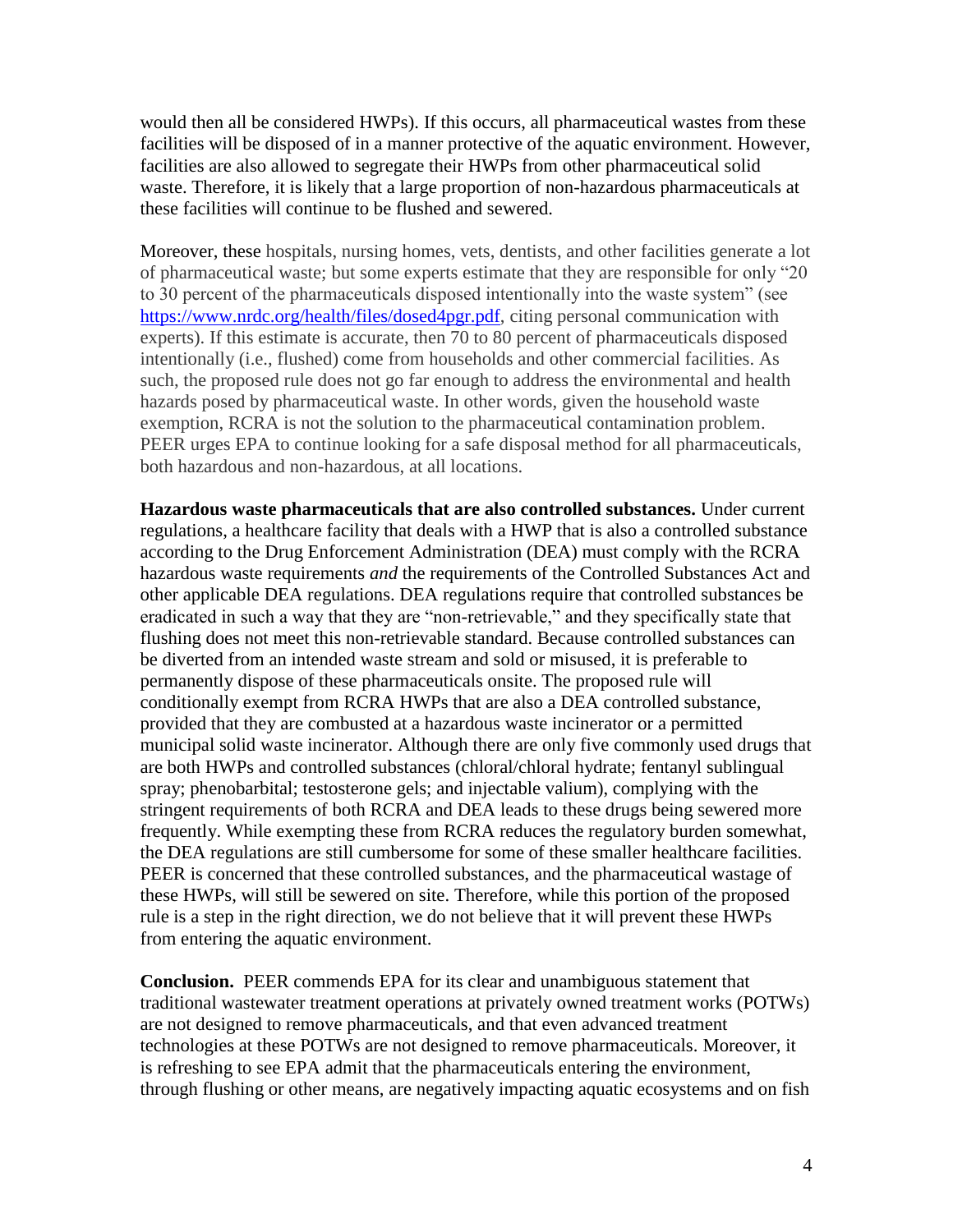would then all be considered HWPs). If this occurs, all pharmaceutical wastes from these facilities will be disposed of in a manner protective of the aquatic environment. However, facilities are also allowed to segregate their HWPs from other pharmaceutical solid waste. Therefore, it is likely that a large proportion of non-hazardous pharmaceuticals at these facilities will continue to be flushed and sewered.

Moreover, these hospitals, nursing homes, vets, dentists, and other facilities generate a lot of pharmaceutical waste; but some experts estimate that they are responsible for only "20 to 30 percent of the pharmaceuticals disposed intentionally into the waste system" (see https://www.nrdc.org/health/files/dosed4pgr.pdf, citing personal communication with experts). If this estimate is accurate, then 70 to 80 percent of pharmaceuticals disposed intentionally (i.e., flushed) come from households and other commercial facilities. As such, the proposed rule does not go far enough to address the environmental and health hazards posed by pharmaceutical waste. In other words, given the household waste exemption, RCRA is not the solution to the pharmaceutical contamination problem. PEER urges EPA to continue looking for a safe disposal method for all pharmaceuticals, both hazardous and non-hazardous, at all locations.

**Hazardous waste pharmaceuticals that are also controlled substances.** Under current regulations, a healthcare facility that deals with a HWP that is also a controlled substance according to the Drug Enforcement Administration (DEA) must comply with the RCRA hazardous waste requirements *and* the requirements of the Controlled Substances Act and other applicable DEA regulations. DEA regulations require that controlled substances be eradicated in such a way that they are "non-retrievable," and they specifically state that flushing does not meet this non-retrievable standard. Because controlled substances can be diverted from an intended waste stream and sold or misused, it is preferable to permanently dispose of these pharmaceuticals onsite. The proposed rule will conditionally exempt from RCRA HWPs that are also a DEA controlled substance, provided that they are combusted at a hazardous waste incinerator or a permitted municipal solid waste incinerator. Although there are only five commonly used drugs that are both HWPs and controlled substances (chloral/chloral hydrate; fentanyl sublingual spray; phenobarbital; testosterone gels; and injectable valium), complying with the stringent requirements of both RCRA and DEA leads to these drugs being sewered more frequently. While exempting these from RCRA reduces the regulatory burden somewhat, the DEA regulations are still cumbersome for some of these smaller healthcare facilities. PEER is concerned that these controlled substances, and the pharmaceutical wastage of these HWPs, will still be sewered on site. Therefore, while this portion of the proposed rule is a step in the right direction, we do not believe that it will prevent these HWPs from entering the aquatic environment.

**Conclusion.** PEER commends EPA for its clear and unambiguous statement that traditional wastewater treatment operations at privately owned treatment works (POTWs) are not designed to remove pharmaceuticals, and that even advanced treatment technologies at these POTWs are not designed to remove pharmaceuticals. Moreover, it is refreshing to see EPA admit that the pharmaceuticals entering the environment, through flushing or other means, are negatively impacting aquatic ecosystems and on fish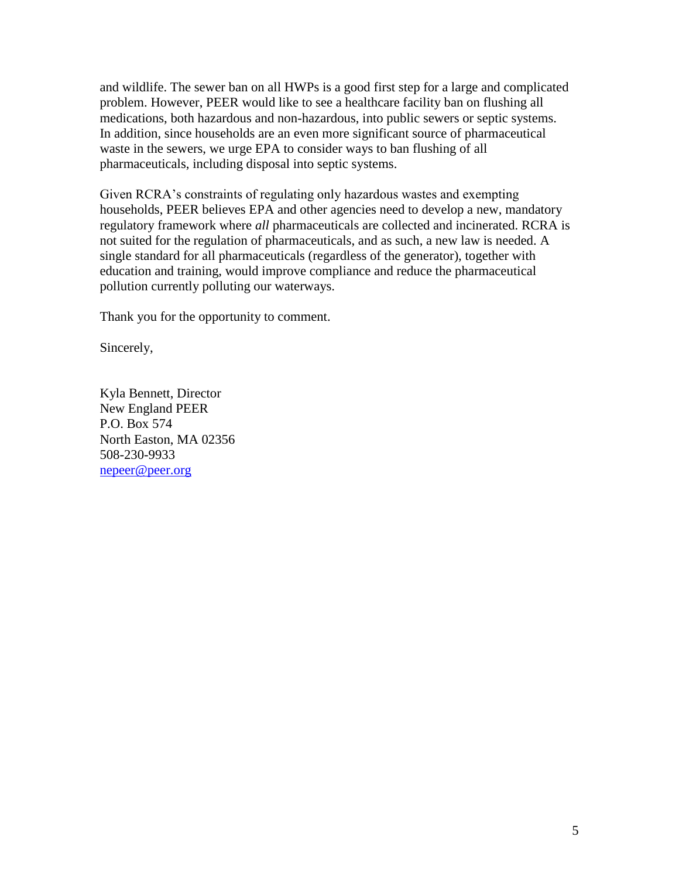and wildlife. The sewer ban on all HWPs is a good first step for a large and complicated problem. However, PEER would like to see a healthcare facility ban on flushing all medications, both hazardous and non-hazardous, into public sewers or septic systems. In addition, since households are an even more significant source of pharmaceutical waste in the sewers, we urge EPA to consider ways to ban flushing of all pharmaceuticals, including disposal into septic systems.

Given RCRA's constraints of regulating only hazardous wastes and exempting households, PEER believes EPA and other agencies need to develop a new, mandatory regulatory framework where *all* pharmaceuticals are collected and incinerated. RCRA is not suited for the regulation of pharmaceuticals, and as such, a new law is needed. A single standard for all pharmaceuticals (regardless of the generator), together with education and training, would improve compliance and reduce the pharmaceutical pollution currently polluting our waterways.

Thank you for the opportunity to comment.

Sincerely,

Kyla Bennett, Director
New England PEER
P.O. Box 574
North Easton, MA 02356
508-230-9933
nepeer@peer.org